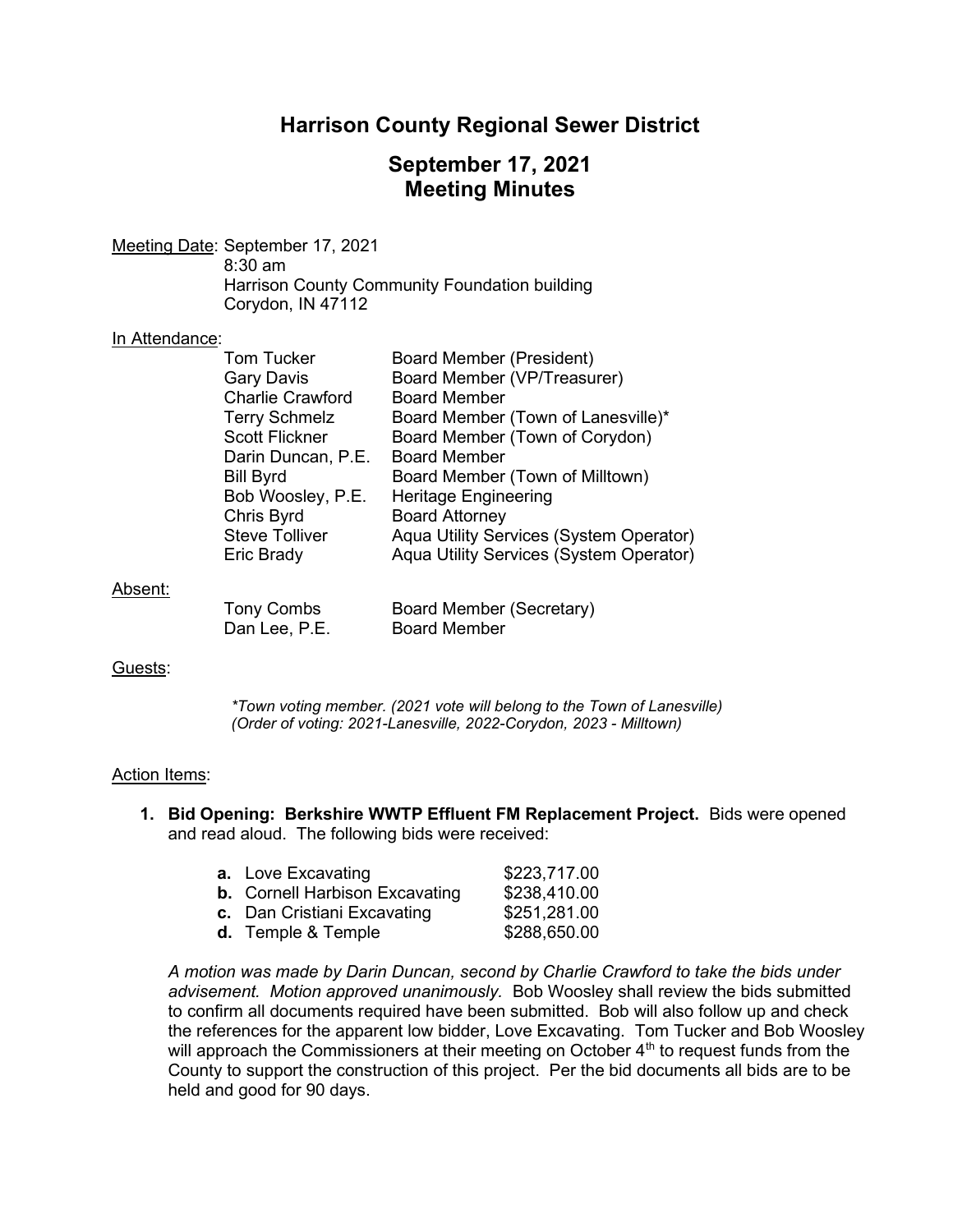# Harrison County Regional Sewer District

## September 17, 2021
## Meeting Minutes

Meeting Date: September 17, 2021
8:30 am
Harrison County Community Foundation building
Corydon, IN 47112

In Attendance:

| | |
|---|---|
| Tom Tucker | Board Member (President) |
| Gary Davis | Board Member (VP/Treasurer) |
| Charlie Crawford | Board Member |
| Terry Schmelz | Board Member (Town of Lanesville)* |
| Scott Flickner | Board Member (Town of Corydon) |
| Darin Duncan, P.E. | Board Member |
| Bill Byrd | Board Member (Town of Milltown) |
| Bob Woosley, P.E. | Heritage Engineering |
| Chris Byrd | Board Attorney |
| Steve Tolliver | Aqua Utility Services (System Operator) |
| Eric Brady | Aqua Utility Services (System Operator) |

Absent:

| | |
|---|---|
| Tony Combs | Board Member (Secretary) |
| Dan Lee, P.E. | Board Member |

Guests:

*\*Town voting member. (2021 vote will belong to the Town of Lanesville)*
*(Order of voting: 2021-Lanesville, 2022-Corydon, 2023 - Milltown)*

Action Items:

1. **Bid Opening: Berkshire WWTP Effluent FM Replacement Project.** Bids were opened and read aloud. The following bids were received:

   | | |
   |---|---|
   | **a.** Love Excavating | $223,717.00 |
   | **b.** Cornell Harbison Excavating | $238,410.00 |
   | **c.** Dan Cristiani Excavating | $251,281.00 |
   | **d.** Temple & Temple | $288,650.00 |

   *A motion was made by Darin Duncan, second by Charlie Crawford to take the bids under advisement. Motion approved unanimously.* Bob Woosley shall review the bids submitted to confirm all documents required have been submitted. Bob will also follow up and check the references for the apparent low bidder, Love Excavating. Tom Tucker and Bob Woosley will approach the Commissioners at their meeting on October 4th to request funds from the County to support the construction of this project. Per the bid documents all bids are to be held and good for 90 days.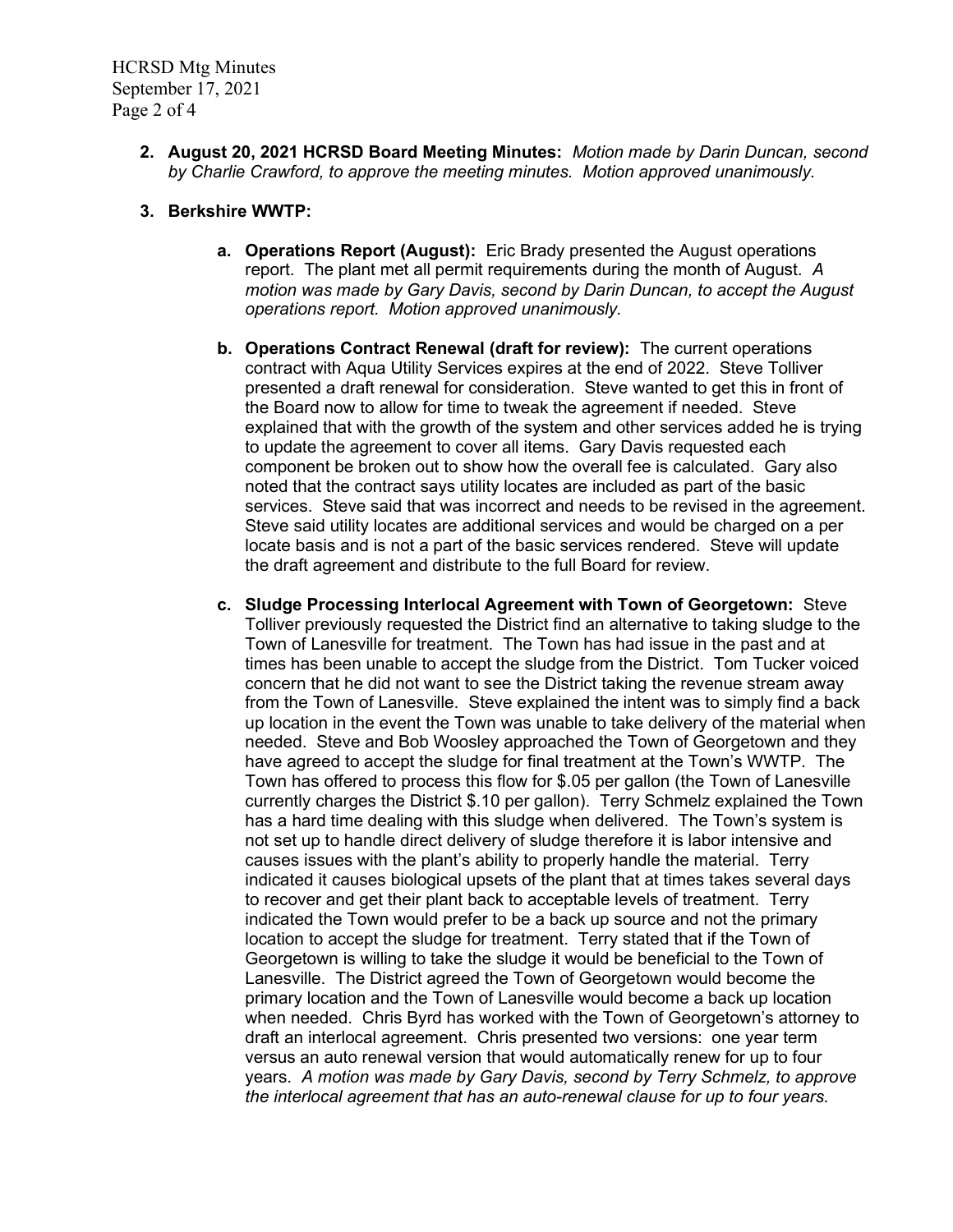2. **August 20, 2021 HCRSD Board Meeting Minutes:** *Motion made by Darin Duncan, second by Charlie Crawford, to approve the meeting minutes. Motion approved unanimously.*

3. **Berkshire WWTP:**

   a. **Operations Report (August):** Eric Brady presented the August operations report. The plant met all permit requirements during the month of August. *A motion was made by Gary Davis, second by Darin Duncan, to accept the August operations report. Motion approved unanimously.*

   b. **Operations Contract Renewal (draft for review):** The current operations contract with Aqua Utility Services expires at the end of 2022. Steve Tolliver presented a draft renewal for consideration. Steve wanted to get this in front of the Board now to allow for time to tweak the agreement if needed. Steve explained that with the growth of the system and other services added he is trying to update the agreement to cover all items. Gary Davis requested each component be broken out to show how the overall fee is calculated. Gary also noted that the contract says utility locates are included as part of the basic services. Steve said that was incorrect and needs to be revised in the agreement. Steve said utility locates are additional services and would be charged on a per locate basis and is not a part of the basic services rendered. Steve will update the draft agreement and distribute to the full Board for review.

   c. **Sludge Processing Interlocal Agreement with Town of Georgetown:** Steve Tolliver previously requested the District find an alternative to taking sludge to the Town of Lanesville for treatment. The Town has had issue in the past and at times has been unable to accept the sludge from the District. Tom Tucker voiced concern that he did not want to see the District taking the revenue stream away from the Town of Lanesville. Steve explained the intent was to simply find a back up location in the event the Town was unable to take delivery of the material when needed. Steve and Bob Woosley approached the Town of Georgetown and they have agreed to accept the sludge for final treatment at the Town's WWTP. The Town has offered to process this flow for $.05 per gallon (the Town of Lanesville currently charges the District $.10 per gallon). Terry Schmelz explained the Town has a hard time dealing with this sludge when delivered. The Town's system is not set up to handle direct delivery of sludge therefore it is labor intensive and causes issues with the plant's ability to properly handle the material. Terry indicated it causes biological upsets of the plant that at times takes several days to recover and get their plant back to acceptable levels of treatment. Terry indicated the Town would prefer to be a back up source and not the primary location to accept the sludge for treatment. Terry stated that if the Town of Georgetown is willing to take the sludge it would be beneficial to the Town of Lanesville. The District agreed the Town of Georgetown would become the primary location and the Town of Lanesville would become a back up location when needed. Chris Byrd has worked with the Town of Georgetown's attorney to draft an interlocal agreement. Chris presented two versions: one year term versus an auto renewal version that would automatically renew for up to four years. *A motion was made by Gary Davis, second by Terry Schmelz, to approve the interlocal agreement that has an auto-renewal clause for up to four years.*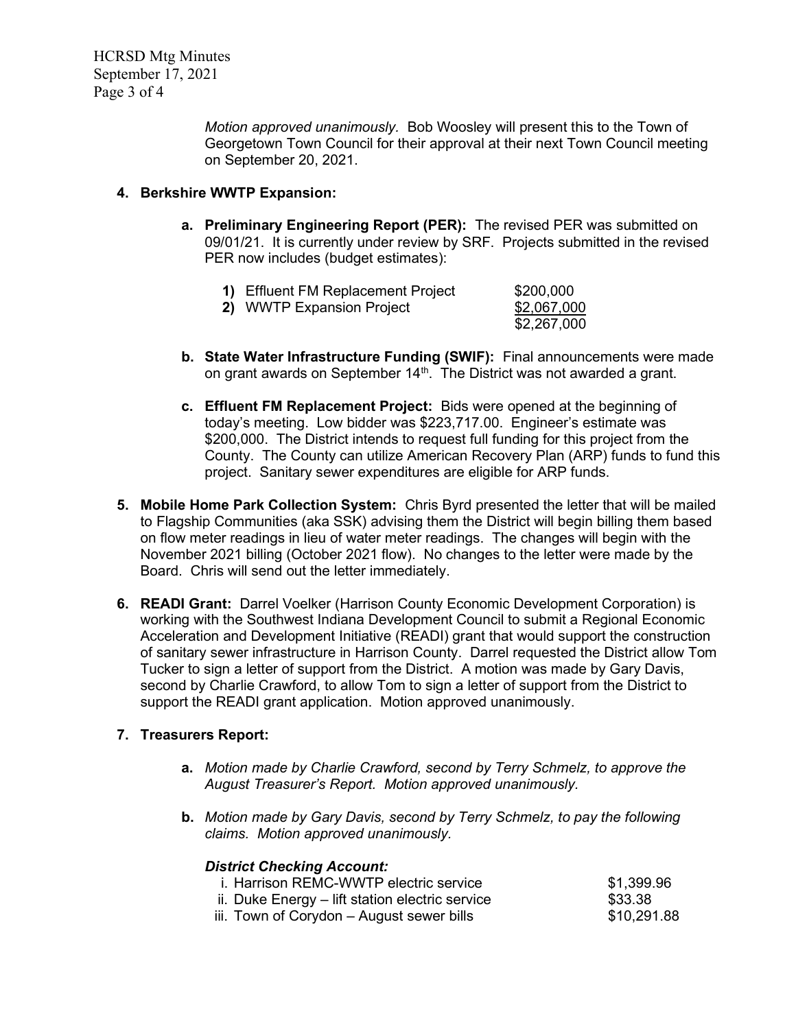*Motion approved unanimously.* Bob Woosley will present this to the Town of Georgetown Town Council for their approval at their next Town Council meeting on September 20, 2021.

**4. Berkshire WWTP Expansion:**

**a. Preliminary Engineering Report (PER):** The revised PER was submitted on 09/01/21. It is currently under review by SRF. Projects submitted in the revised PER now includes (budget estimates):

| | |
|---|---|
| **1)** Effluent FM Replacement Project | $200,000 |
| **2)** WWTP Expansion Project | $2,067,000 |
| | $2,267,000 |

**b. State Water Infrastructure Funding (SWIF):** Final announcements were made on grant awards on September 14th. The District was not awarded a grant.

**c. Effluent FM Replacement Project:** Bids were opened at the beginning of today's meeting. Low bidder was $223,717.00. Engineer's estimate was $200,000. The District intends to request full funding for this project from the County. The County can utilize American Recovery Plan (ARP) funds to fund this project. Sanitary sewer expenditures are eligible for ARP funds.

**5. Mobile Home Park Collection System:** Chris Byrd presented the letter that will be mailed to Flagship Communities (aka SSK) advising them the District will begin billing them based on flow meter readings in lieu of water meter readings. The changes will begin with the November 2021 billing (October 2021 flow). No changes to the letter were made by the Board. Chris will send out the letter immediately.

**6. READI Grant:** Darrel Voelker (Harrison County Economic Development Corporation) is working with the Southwest Indiana Development Council to submit a Regional Economic Acceleration and Development Initiative (READI) grant that would support the construction of sanitary sewer infrastructure in Harrison County. Darrel requested the District allow Tom Tucker to sign a letter of support from the District. A motion was made by Gary Davis, second by Charlie Crawford, to allow Tom to sign a letter of support from the District to support the READI grant application. Motion approved unanimously.

**7. Treasurers Report:**

**a.** *Motion made by Charlie Crawford, second by Terry Schmelz, to approve the August Treasurer's Report. Motion approved unanimously.*

**b.** *Motion made by Gary Davis, second by Terry Schmelz, to pay the following claims. Motion approved unanimously.*

***District Checking Account:***

| | |
|---|---|
| i. Harrison REMC-WWTP electric service | $1,399.96 |
| ii. Duke Energy – lift station electric service | $33.38 |
| iii. Town of Corydon – August sewer bills | $10,291.88 |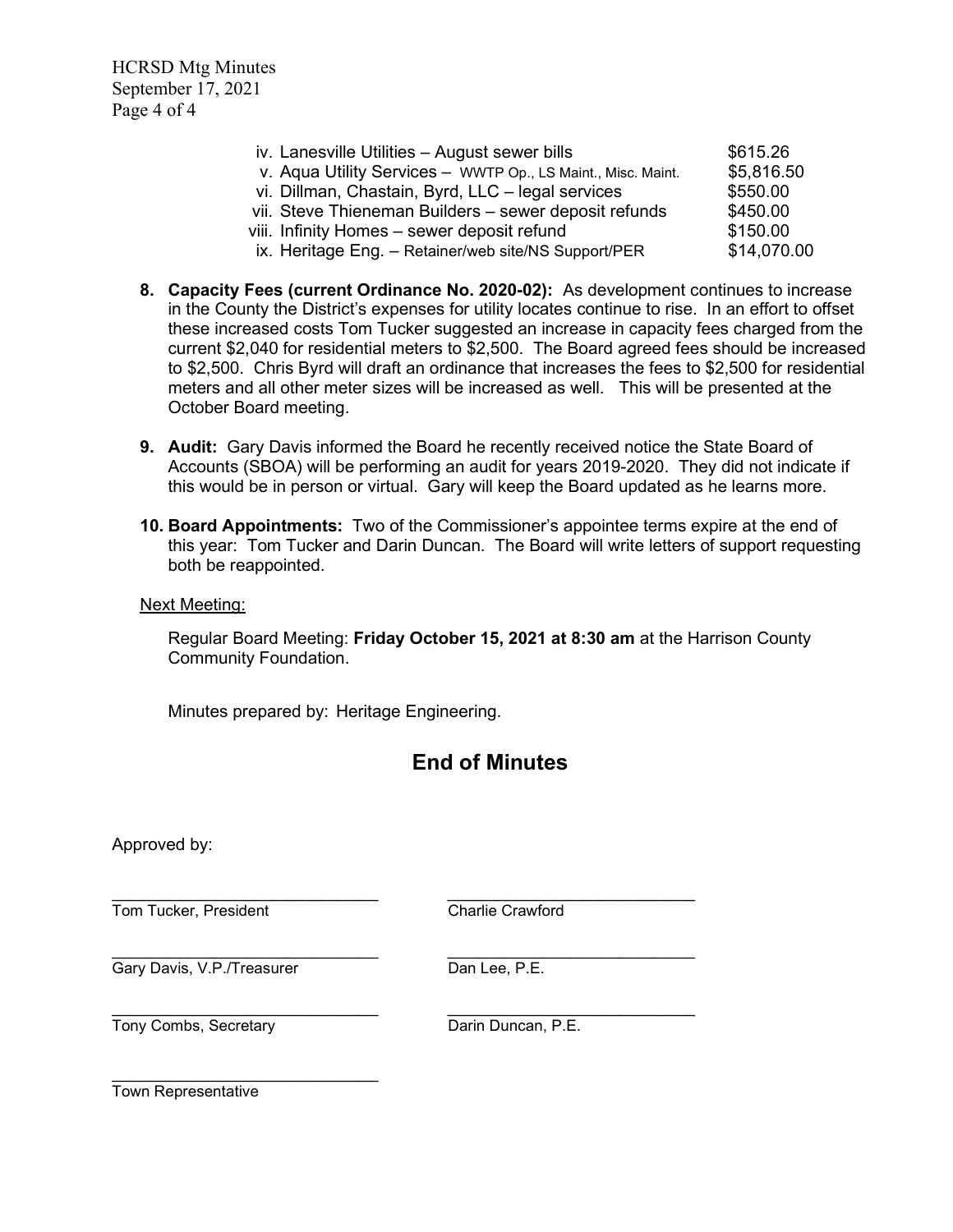iv. Lanesville Utilities – August sewer bills $615.26
v. Aqua Utility Services – WWTP Op., LS Maint., Misc. Maint. $5,816.50
vi. Dillman, Chastain, Byrd, LLC – legal services $550.00
vii. Steve Thieneman Builders – sewer deposit refunds $450.00
viii. Infinity Homes – sewer deposit refund $150.00
ix. Heritage Eng. – Retainer/web site/NS Support/PER $14,070.00

8. **Capacity Fees (current Ordinance No. 2020-02):** As development continues to increase in the County the District's expenses for utility locates continue to rise. In an effort to offset these increased costs Tom Tucker suggested an increase in capacity fees charged from the current $2,040 for residential meters to $2,500. The Board agreed fees should be increased to $2,500. Chris Byrd will draft an ordinance that increases the fees to $2,500 for residential meters and all other meter sizes will be increased as well. This will be presented at the October Board meeting.

9. **Audit:** Gary Davis informed the Board he recently received notice the State Board of Accounts (SBOA) will be performing an audit for years 2019-2020. They did not indicate if this would be in person or virtual. Gary will keep the Board updated as he learns more.

10. **Board Appointments:** Two of the Commissioner's appointee terms expire at the end of this year: Tom Tucker and Darin Duncan. The Board will write letters of support requesting both be reappointed.

Next Meeting:

Regular Board Meeting: **Friday October 15, 2021 at 8:30 am** at the Harrison County Community Foundation.

Minutes prepared by: Heritage Engineering.

## End of Minutes

Approved by:

| | |
|---|---|
| Tom Tucker, President | Charlie Crawford |
| Gary Davis, V.P./Treasurer | Dan Lee, P.E. |
| Tony Combs, Secretary | Darin Duncan, P.E. |
| Town Representative | |